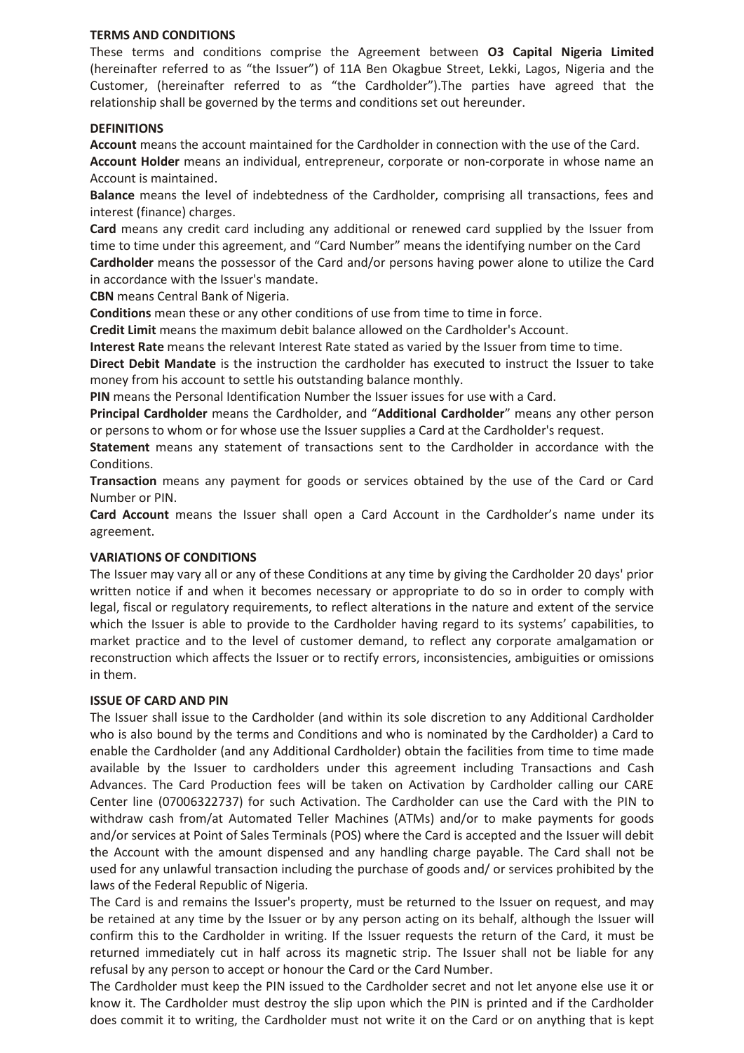**TERMS AND CONDITIONS**

These terms and conditions comprise the Agreement between **O3 Capital Nigeria Limited** (hereinafter referred to as "the Issuer") of 11A Ben Okagbue Street, Lekki, Lagos, Nigeria and the Customer, (hereinafter referred to as "the Cardholder").The parties have agreed that the relationship shall be governed by the terms and conditions set out hereunder.

**DEFINITIONS**

**Account** means the account maintained for the Cardholder in connection with the use of the Card.

**Account Holder** means an individual, entrepreneur, corporate or non-corporate in whose name an Account is maintained.

**Balance** means the level of indebtedness of the Cardholder, comprising all transactions, fees and interest (finance) charges.

**Card** means any credit card including any additional or renewed card supplied by the Issuer from time to time under this agreement, and "Card Number" means the identifying number on the Card

**Cardholder** means the possessor of the Card and/or persons having power alone to utilize the Card in accordance with the Issuer's mandate.

**CBN** means Central Bank of Nigeria.

**Conditions** mean these or any other conditions of use from time to time in force.

**Credit Limit** means the maximum debit balance allowed on the Cardholder's Account.

**Interest Rate** means the relevant Interest Rate stated as varied by the Issuer from time to time.

**Direct Debit Mandate** is the instruction the cardholder has executed to instruct the Issuer to take money from his account to settle his outstanding balance monthly.

**PIN** means the Personal Identification Number the Issuer issues for use with a Card.

**Principal Cardholder** means the Cardholder, and "**Additional Cardholder**" means any other person or persons to whom or for whose use the Issuer supplies a Card at the Cardholder's request.

**Statement** means any statement of transactions sent to the Cardholder in accordance with the Conditions.

**Transaction** means any payment for goods or services obtained by the use of the Card or Card Number or PIN.

**Card Account** means the Issuer shall open a Card Account in the Cardholder's name under its agreement.

**VARIATIONS OF CONDITIONS**

The Issuer may vary all or any of these Conditions at any time by giving the Cardholder 20 days' prior written notice if and when it becomes necessary or appropriate to do so in order to comply with legal, fiscal or regulatory requirements, to reflect alterations in the nature and extent of the service which the Issuer is able to provide to the Cardholder having regard to its systems' capabilities, to market practice and to the level of customer demand, to reflect any corporate amalgamation or reconstruction which affects the Issuer or to rectify errors, inconsistencies, ambiguities or omissions in them.

**ISSUE OF CARD AND PIN**

The Issuer shall issue to the Cardholder (and within its sole discretion to any Additional Cardholder who is also bound by the terms and Conditions and who is nominated by the Cardholder) a Card to enable the Cardholder (and any Additional Cardholder) obtain the facilities from time to time made available by the Issuer to cardholders under this agreement including Transactions and Cash Advances. The Card Production fees will be taken on Activation by Cardholder calling our CARE Center line (07006322737) for such Activation. The Cardholder can use the Card with the PIN to withdraw cash from/at Automated Teller Machines (ATMs) and/or to make payments for goods and/or services at Point of Sales Terminals (POS) where the Card is accepted and the Issuer will debit the Account with the amount dispensed and any handling charge payable. The Card shall not be used for any unlawful transaction including the purchase of goods and/ or services prohibited by the laws of the Federal Republic of Nigeria.

The Card is and remains the Issuer's property, must be returned to the Issuer on request, and may be retained at any time by the Issuer or by any person acting on its behalf, although the Issuer will confirm this to the Cardholder in writing. If the Issuer requests the return of the Card, it must be returned immediately cut in half across its magnetic strip. The Issuer shall not be liable for any refusal by any person to accept or honour the Card or the Card Number.

The Cardholder must keep the PIN issued to the Cardholder secret and not let anyone else use it or know it. The Cardholder must destroy the slip upon which the PIN is printed and if the Cardholder does commit it to writing, the Cardholder must not write it on the Card or on anything that is kept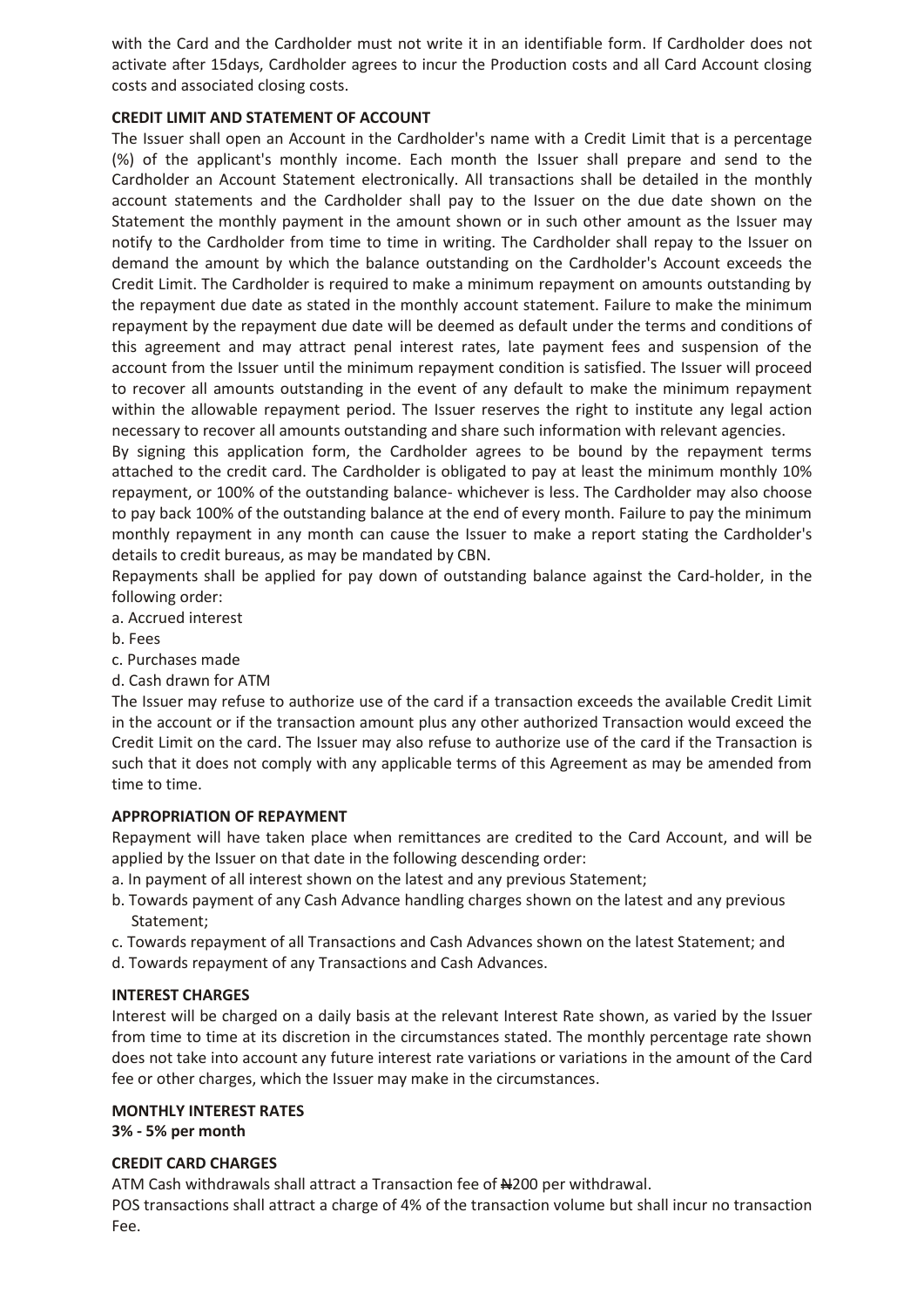with the Card and the Cardholder must not write it in an identifiable form. If Cardholder does not activate after 15days, Cardholder agrees to incur the Production costs and all Card Account closing costs and associated closing costs.

**CREDIT LIMIT AND STATEMENT OF ACCOUNT**

The Issuer shall open an Account in the Cardholder's name with a Credit Limit that is a percentage (%) of the applicant's monthly income. Each month the Issuer shall prepare and send to the Cardholder an Account Statement electronically. All transactions shall be detailed in the monthly account statements and the Cardholder shall pay to the Issuer on the due date shown on the Statement the monthly payment in the amount shown or in such other amount as the Issuer may notify to the Cardholder from time to time in writing. The Cardholder shall repay to the Issuer on demand the amount by which the balance outstanding on the Cardholder's Account exceeds the Credit Limit. The Cardholder is required to make a minimum repayment on amounts outstanding by the repayment due date as stated in the monthly account statement. Failure to make the minimum repayment by the repayment due date will be deemed as default under the terms and conditions of this agreement and may attract penal interest rates, late payment fees and suspension of the account from the Issuer until the minimum repayment condition is satisfied. The Issuer will proceed to recover all amounts outstanding in the event of any default to make the minimum repayment within the allowable repayment period. The Issuer reserves the right to institute any legal action necessary to recover all amounts outstanding and share such information with relevant agencies.

By signing this application form, the Cardholder agrees to be bound by the repayment terms attached to the credit card. The Cardholder is obligated to pay at least the minimum monthly 10% repayment, or 100% of the outstanding balance- whichever is less. The Cardholder may also choose to pay back 100% of the outstanding balance at the end of every month. Failure to pay the minimum monthly repayment in any month can cause the Issuer to make a report stating the Cardholder's details to credit bureaus, as may be mandated by CBN.

Repayments shall be applied for pay down of outstanding balance against the Card-holder, in the following order:

a. Accrued interest
b. Fees
c. Purchases made
d. Cash drawn for ATM

The Issuer may refuse to authorize use of the card if a transaction exceeds the available Credit Limit in the account or if the transaction amount plus any other authorized Transaction would exceed the Credit Limit on the card. The Issuer may also refuse to authorize use of the card if the Transaction is such that it does not comply with any applicable terms of this Agreement as may be amended from time to time.

**APPROPRIATION OF REPAYMENT**

Repayment will have taken place when remittances are credited to the Card Account, and will be applied by the Issuer on that date in the following descending order:

a. In payment of all interest shown on the latest and any previous Statement;
b. Towards payment of any Cash Advance handling charges shown on the latest and any previous Statement;
c. Towards repayment of all Transactions and Cash Advances shown on the latest Statement; and
d. Towards repayment of any Transactions and Cash Advances.

**INTEREST CHARGES**

Interest will be charged on a daily basis at the relevant Interest Rate shown, as varied by the Issuer from time to time at its discretion in the circumstances stated. The monthly percentage rate shown does not take into account any future interest rate variations or variations in the amount of the Card fee or other charges, which the Issuer may make in the circumstances.

**MONTHLY INTEREST RATES**

**3% - 5% per month**

**CREDIT CARD CHARGES**

ATM Cash withdrawals shall attract a Transaction fee of ₦200 per withdrawal.

POS transactions shall attract a charge of 4% of the transaction volume but shall incur no transaction Fee.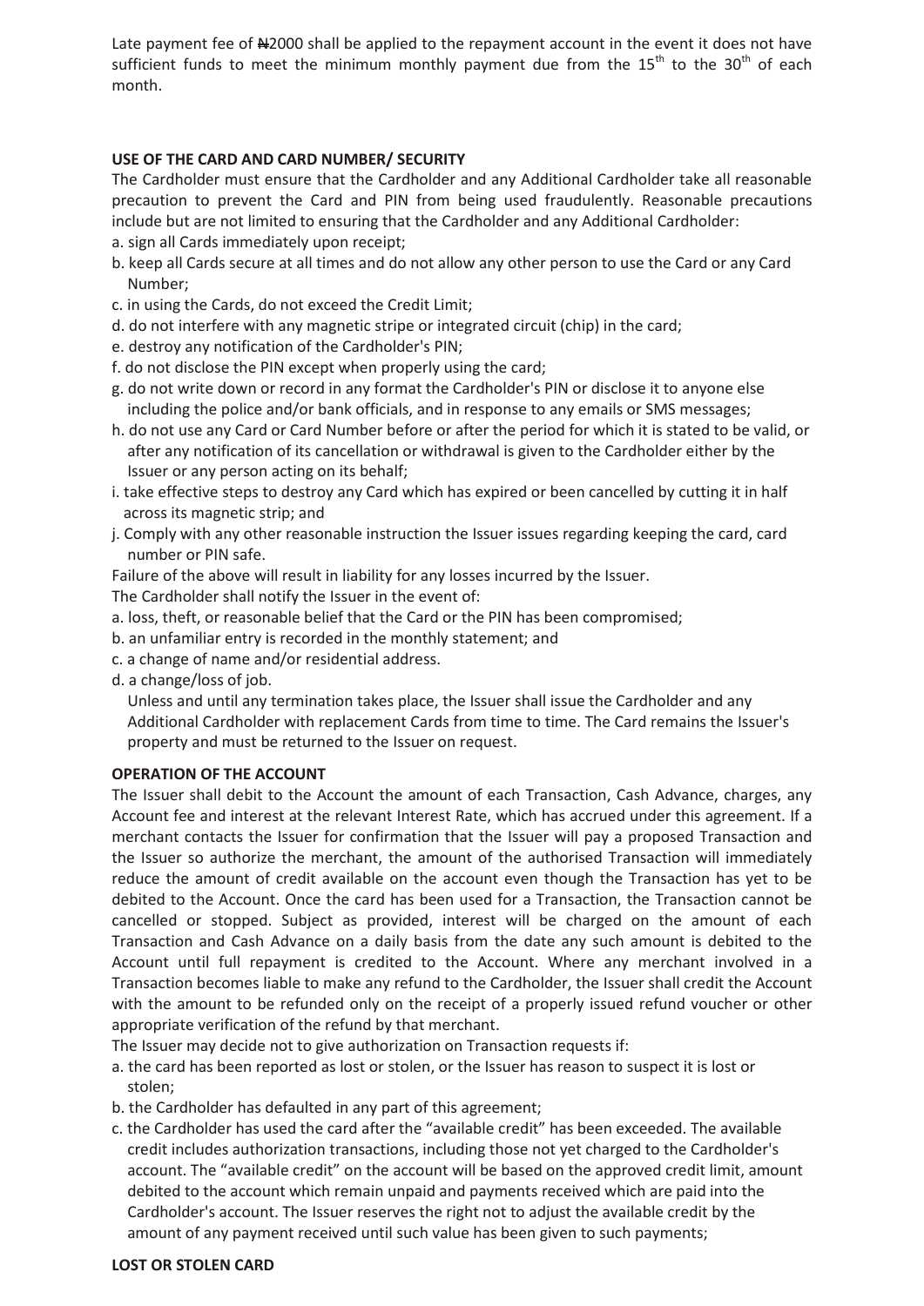Late payment fee of ₦2000 shall be applied to the repayment account in the event it does not have sufficient funds to meet the minimum monthly payment due from the 15th to the 30th of each month.

**USE OF THE CARD AND CARD NUMBER/ SECURITY**

The Cardholder must ensure that the Cardholder and any Additional Cardholder take all reasonable precaution to prevent the Card and PIN from being used fraudulently. Reasonable precautions include but are not limited to ensuring that the Cardholder and any Additional Cardholder:

a. sign all Cards immediately upon receipt;
b. keep all Cards secure at all times and do not allow any other person to use the Card or any Card Number;
c. in using the Cards, do not exceed the Credit Limit;
d. do not interfere with any magnetic stripe or integrated circuit (chip) in the card;
e. destroy any notification of the Cardholder's PIN;
f. do not disclose the PIN except when properly using the card;
g. do not write down or record in any format the Cardholder's PIN or disclose it to anyone else including the police and/or bank officials, and in response to any emails or SMS messages;
h. do not use any Card or Card Number before or after the period for which it is stated to be valid, or after any notification of its cancellation or withdrawal is given to the Cardholder either by the Issuer or any person acting on its behalf;
i. take effective steps to destroy any Card which has expired or been cancelled by cutting it in half across its magnetic strip; and
j. Comply with any other reasonable instruction the Issuer issues regarding keeping the card, card number or PIN safe.

Failure of the above will result in liability for any losses incurred by the Issuer.

The Cardholder shall notify the Issuer in the event of:

a. loss, theft, or reasonable belief that the Card or the PIN has been compromised;
b. an unfamiliar entry is recorded in the monthly statement; and
c. a change of name and/or residential address.
d. a change/loss of job.

Unless and until any termination takes place, the Issuer shall issue the Cardholder and any Additional Cardholder with replacement Cards from time to time. The Card remains the Issuer's property and must be returned to the Issuer on request.

**OPERATION OF THE ACCOUNT**

The Issuer shall debit to the Account the amount of each Transaction, Cash Advance, charges, any Account fee and interest at the relevant Interest Rate, which has accrued under this agreement. If a merchant contacts the Issuer for confirmation that the Issuer will pay a proposed Transaction and the Issuer so authorize the merchant, the amount of the authorised Transaction will immediately reduce the amount of credit available on the account even though the Transaction has yet to be debited to the Account. Once the card has been used for a Transaction, the Transaction cannot be cancelled or stopped. Subject as provided, interest will be charged on the amount of each Transaction and Cash Advance on a daily basis from the date any such amount is debited to the Account until full repayment is credited to the Account. Where any merchant involved in a Transaction becomes liable to make any refund to the Cardholder, the Issuer shall credit the Account with the amount to be refunded only on the receipt of a properly issued refund voucher or other appropriate verification of the refund by that merchant.

The Issuer may decide not to give authorization on Transaction requests if:

a. the card has been reported as lost or stolen, or the Issuer has reason to suspect it is lost or stolen;
b. the Cardholder has defaulted in any part of this agreement;
c. the Cardholder has used the card after the "available credit" has been exceeded. The available credit includes authorization transactions, including those not yet charged to the Cardholder's account. The "available credit" on the account will be based on the approved credit limit, amount debited to the account which remain unpaid and payments received which are paid into the Cardholder's account. The Issuer reserves the right not to adjust the available credit by the amount of any payment received until such value has been given to such payments;

**LOST OR STOLEN CARD**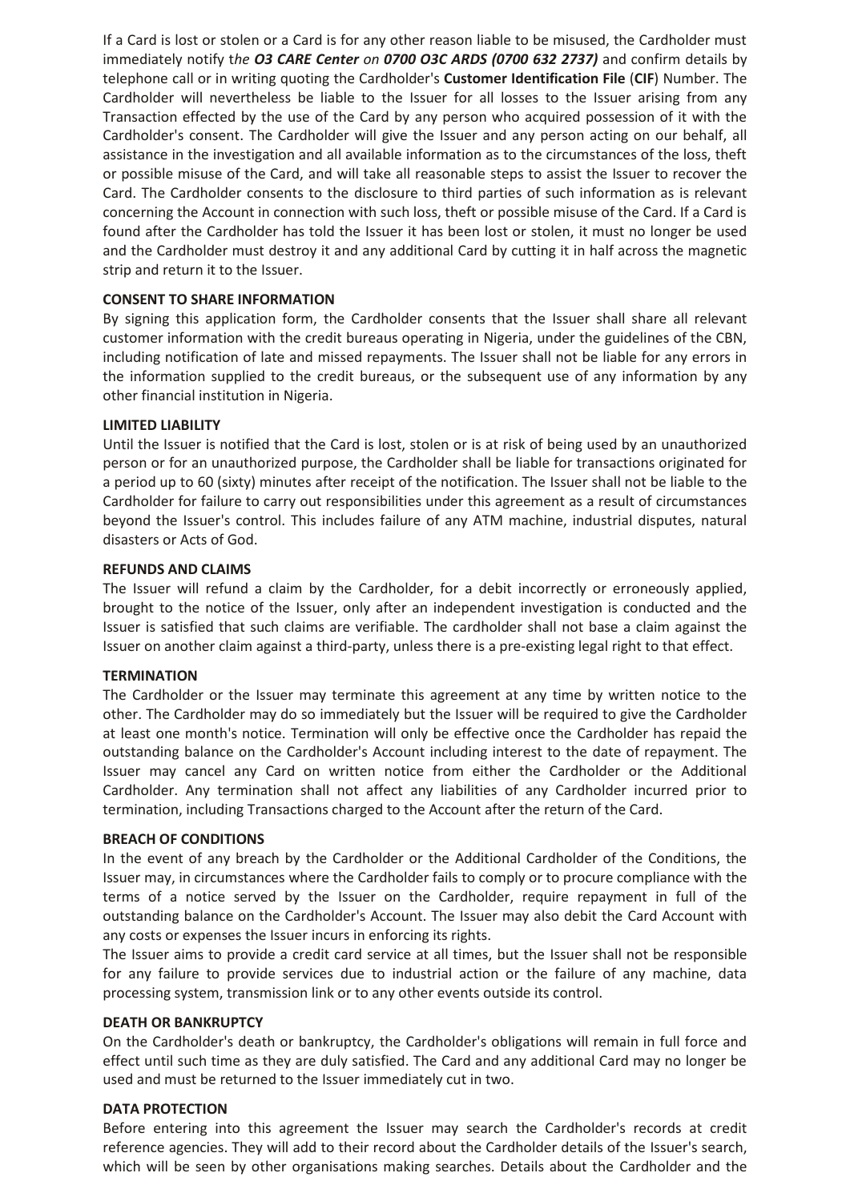If a Card is lost or stolen or a Card is for any other reason liable to be misused, the Cardholder must immediately notify t*he **O3 CARE Center** on **0700 O3C ARDS (0700 632 2737)*** and confirm details by telephone call or in writing quoting the Cardholder's **Customer Identification File** (**CIF**) Number. The Cardholder will nevertheless be liable to the Issuer for all losses to the Issuer arising from any Transaction effected by the use of the Card by any person who acquired possession of it with the Cardholder's consent. The Cardholder will give the Issuer and any person acting on our behalf, all assistance in the investigation and all available information as to the circumstances of the loss, theft or possible misuse of the Card, and will take all reasonable steps to assist the Issuer to recover the Card. The Cardholder consents to the disclosure to third parties of such information as is relevant concerning the Account in connection with such loss, theft or possible misuse of the Card. If a Card is found after the Cardholder has told the Issuer it has been lost or stolen, it must no longer be used and the Cardholder must destroy it and any additional Card by cutting it in half across the magnetic strip and return it to the Issuer.

**CONSENT TO SHARE INFORMATION**

By signing this application form, the Cardholder consents that the Issuer shall share all relevant customer information with the credit bureaus operating in Nigeria, under the guidelines of the CBN, including notification of late and missed repayments. The Issuer shall not be liable for any errors in the information supplied to the credit bureaus, or the subsequent use of any information by any other financial institution in Nigeria.

**LIMITED LIABILITY**

Until the Issuer is notified that the Card is lost, stolen or is at risk of being used by an unauthorized person or for an unauthorized purpose, the Cardholder shall be liable for transactions originated for a period up to 60 (sixty) minutes after receipt of the notification. The Issuer shall not be liable to the Cardholder for failure to carry out responsibilities under this agreement as a result of circumstances beyond the Issuer's control. This includes failure of any ATM machine, industrial disputes, natural disasters or Acts of God.

**REFUNDS AND CLAIMS**

The Issuer will refund a claim by the Cardholder, for a debit incorrectly or erroneously applied, brought to the notice of the Issuer, only after an independent investigation is conducted and the Issuer is satisfied that such claims are verifiable. The cardholder shall not base a claim against the Issuer on another claim against a third-party, unless there is a pre-existing legal right to that effect.

**TERMINATION**

The Cardholder or the Issuer may terminate this agreement at any time by written notice to the other. The Cardholder may do so immediately but the Issuer will be required to give the Cardholder at least one month's notice. Termination will only be effective once the Cardholder has repaid the outstanding balance on the Cardholder's Account including interest to the date of repayment. The Issuer may cancel any Card on written notice from either the Cardholder or the Additional Cardholder. Any termination shall not affect any liabilities of any Cardholder incurred prior to termination, including Transactions charged to the Account after the return of the Card.

**BREACH OF CONDITIONS**

In the event of any breach by the Cardholder or the Additional Cardholder of the Conditions, the Issuer may, in circumstances where the Cardholder fails to comply or to procure compliance with the terms of a notice served by the Issuer on the Cardholder, require repayment in full of the outstanding balance on the Cardholder's Account. The Issuer may also debit the Card Account with any costs or expenses the Issuer incurs in enforcing its rights.

The Issuer aims to provide a credit card service at all times, but the Issuer shall not be responsible for any failure to provide services due to industrial action or the failure of any machine, data processing system, transmission link or to any other events outside its control.

**DEATH OR BANKRUPTCY**

On the Cardholder's death or bankruptcy, the Cardholder's obligations will remain in full force and effect until such time as they are duly satisfied. The Card and any additional Card may no longer be used and must be returned to the Issuer immediately cut in two.

**DATA PROTECTION**

Before entering into this agreement the Issuer may search the Cardholder's records at credit reference agencies. They will add to their record about the Cardholder details of the Issuer's search, which will be seen by other organisations making searches. Details about the Cardholder and the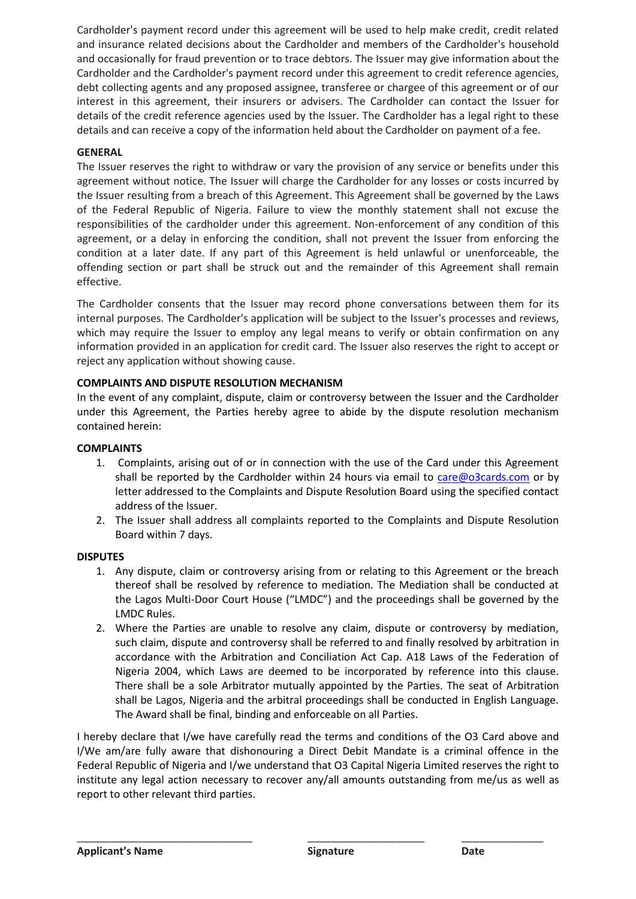Cardholder's payment record under this agreement will be used to help make credit, credit related and insurance related decisions about the Cardholder and members of the Cardholder's household and occasionally for fraud prevention or to trace debtors. The Issuer may give information about the Cardholder and the Cardholder's payment record under this agreement to credit reference agencies, debt collecting agents and any proposed assignee, transferee or chargee of this agreement or of our interest in this agreement, their insurers or advisers. The Cardholder can contact the Issuer for details of the credit reference agencies used by the Issuer. The Cardholder has a legal right to these details and can receive a copy of the information held about the Cardholder on payment of a fee.

**GENERAL**

The Issuer reserves the right to withdraw or vary the provision of any service or benefits under this agreement without notice. The Issuer will charge the Cardholder for any losses or costs incurred by the Issuer resulting from a breach of this Agreement. This Agreement shall be governed by the Laws of the Federal Republic of Nigeria. Failure to view the monthly statement shall not excuse the responsibilities of the cardholder under this agreement. Non-enforcement of any condition of this agreement, or a delay in enforcing the condition, shall not prevent the Issuer from enforcing the condition at a later date. If any part of this Agreement is held unlawful or unenforceable, the offending section or part shall be struck out and the remainder of this Agreement shall remain effective.

The Cardholder consents that the Issuer may record phone conversations between them for its internal purposes. The Cardholder's application will be subject to the Issuer's processes and reviews, which may require the Issuer to employ any legal means to verify or obtain confirmation on any information provided in an application for credit card. The Issuer also reserves the right to accept or reject any application without showing cause.

**COMPLAINTS AND DISPUTE RESOLUTION MECHANISM**

In the event of any complaint, dispute, claim or controversy between the Issuer and the Cardholder under this Agreement, the Parties hereby agree to abide by the dispute resolution mechanism contained herein:

**COMPLAINTS**

1. Complaints, arising out of or in connection with the use of the Card under this Agreement shall be reported by the Cardholder within 24 hours via email to care@o3cards.com or by letter addressed to the Complaints and Dispute Resolution Board using the specified contact address of the Issuer.
2. The Issuer shall address all complaints reported to the Complaints and Dispute Resolution Board within 7 days.

**DISPUTES**

1. Any dispute, claim or controversy arising from or relating to this Agreement or the breach thereof shall be resolved by reference to mediation. The Mediation shall be conducted at the Lagos Multi-Door Court House ("LMDC") and the proceedings shall be governed by the LMDC Rules.
2. Where the Parties are unable to resolve any claim, dispute or controversy by mediation, such claim, dispute and controversy shall be referred to and finally resolved by arbitration in accordance with the Arbitration and Conciliation Act Cap. A18 Laws of the Federation of Nigeria 2004, which Laws are deemed to be incorporated by reference into this clause. There shall be a sole Arbitrator mutually appointed by the Parties. The seat of Arbitration shall be Lagos, Nigeria and the arbitral proceedings shall be conducted in English Language. The Award shall be final, binding and enforceable on all Parties.

I hereby declare that I/we have carefully read the terms and conditions of the O3 Card above and I/We am/are fully aware that dishonouring a Direct Debit Mandate is a criminal offence in the Federal Republic of Nigeria and I/we understand that O3 Capital Nigeria Limited reserves the right to institute any legal action necessary to recover any/all amounts outstanding from me/us as well as report to other relevant third parties.

| | | |
|---|---|---|
| ______________________________ | ____________________ | ______________ |
| **Applicant's Name** | **Signature** | **Date** |